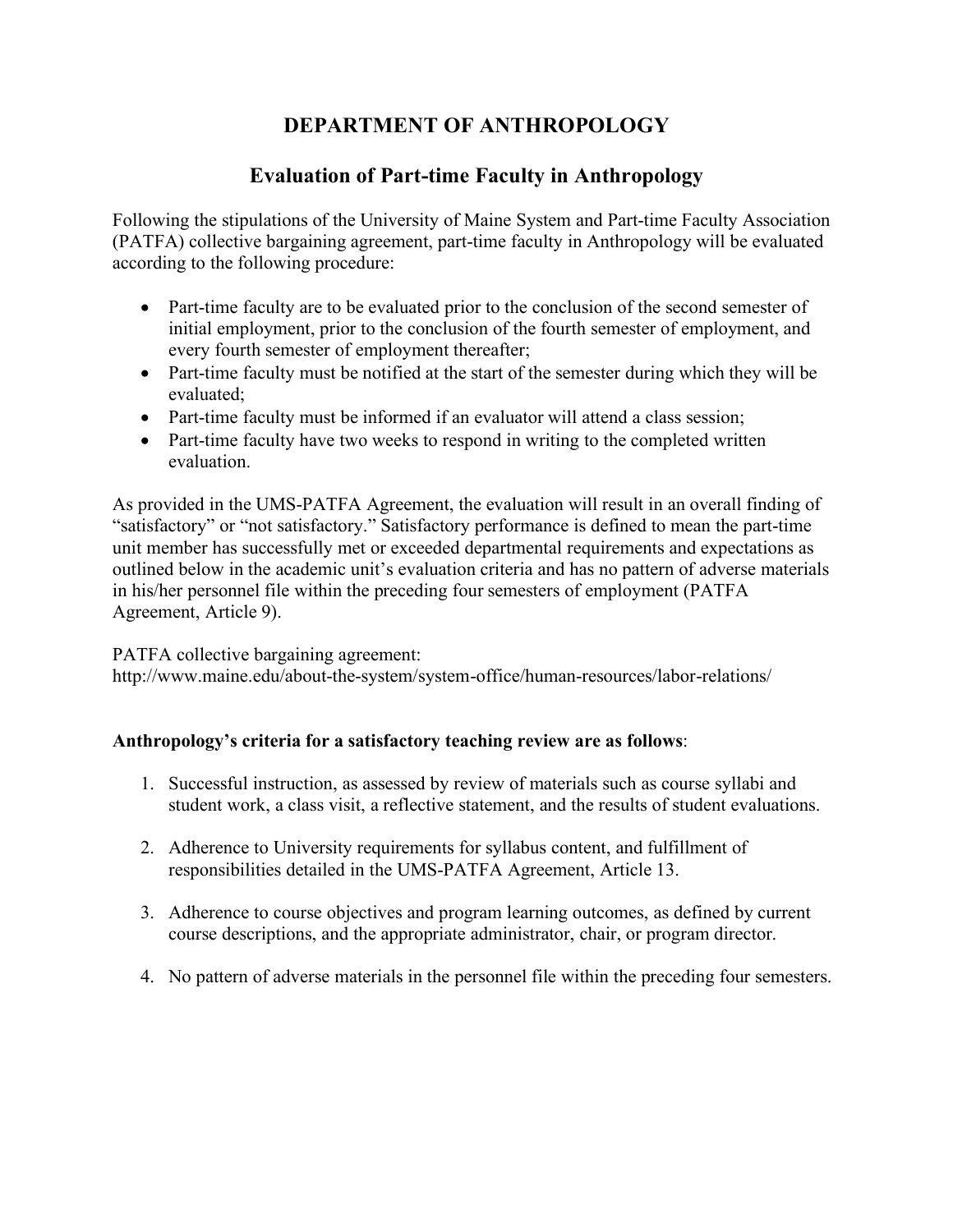# DEPARTMENT OF ANTHROPOLOGY

## Evaluation of Part-time Faculty in Anthropology

Following the stipulations of the University of Maine System and Part-time Faculty Association (PATFA) collective bargaining agreement, part-time faculty in Anthropology will be evaluated according to the following procedure:

- Part-time faculty are to be evaluated prior to the conclusion of the second semester of initial employment, prior to the conclusion of the fourth semester of employment, and every fourth semester of employment thereafter;
- Part-time faculty must be notified at the start of the semester during which they will be evaluated;
- Part-time faculty must be informed if an evaluator will attend a class session;
- Part-time faculty have two weeks to respond in writing to the completed written evaluation.

As provided in the UMS-PATFA Agreement, the evaluation will result in an overall finding of "satisfactory" or "not satisfactory." Satisfactory performance is defined to mean the part-time unit member has successfully met or exceeded departmental requirements and expectations as outlined below in the academic unit's evaluation criteria and has no pattern of adverse materials in his/her personnel file within the preceding four semesters of employment (PATFA Agreement, Article 9).

PATFA collective bargaining agreement:
http://www.maine.edu/about-the-system/system-office/human-resources/labor-relations/

**Anthropology's criteria for a satisfactory teaching review are as follows**:

1. Successful instruction, as assessed by review of materials such as course syllabi and student work, a class visit, a reflective statement, and the results of student evaluations.

2. Adherence to University requirements for syllabus content, and fulfillment of responsibilities detailed in the UMS-PATFA Agreement, Article 13.

3. Adherence to course objectives and program learning outcomes, as defined by current course descriptions, and the appropriate administrator, chair, or program director.

4. No pattern of adverse materials in the personnel file within the preceding four semesters.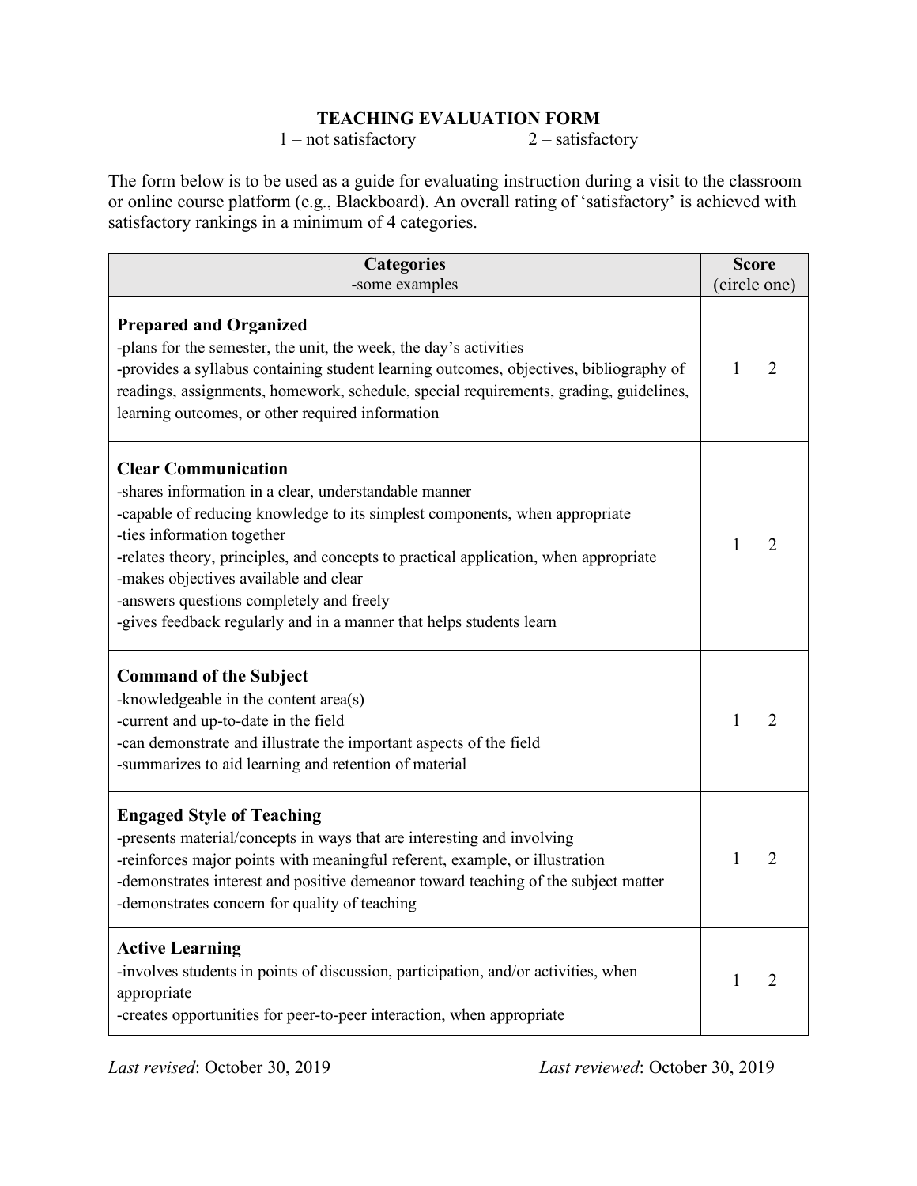**TEACHING EVALUATION FORM**

1 – not satisfactory 2 – satisfactory

The form below is to be used as a guide for evaluating instruction during a visit to the classroom or online course platform (e.g., Blackboard). An overall rating of 'satisfactory' is achieved with satisfactory rankings in a minimum of 4 categories.

| **Categories**<br>-some examples | **Score**<br>(circle one) |
|---|---|
| **Prepared and Organized**<br>-plans for the semester, the unit, the week, the day's activities<br>-provides a syllabus containing student learning outcomes, objectives, bibliography of readings, assignments, homework, schedule, special requirements, grading, guidelines, learning outcomes, or other required information | 1 2 |
| **Clear Communication**<br>-shares information in a clear, understandable manner<br>-capable of reducing knowledge to its simplest components, when appropriate<br>-ties information together<br>-relates theory, principles, and concepts to practical application, when appropriate<br>-makes objectives available and clear<br>-answers questions completely and freely<br>-gives feedback regularly and in a manner that helps students learn | 1 2 |
| **Command of the Subject**<br>-knowledgeable in the content area(s)<br>-current and up-to-date in the field<br>-can demonstrate and illustrate the important aspects of the field<br>-summarizes to aid learning and retention of material | 1 2 |
| **Engaged Style of Teaching**<br>-presents material/concepts in ways that are interesting and involving<br>-reinforces major points with meaningful referent, example, or illustration<br>-demonstrates interest and positive demeanor toward teaching of the subject matter<br>-demonstrates concern for quality of teaching | 1 2 |
| **Active Learning**<br>-involves students in points of discussion, participation, and/or activities, when appropriate<br>-creates opportunities for peer-to-peer interaction, when appropriate | 1 2 |

*Last revised*: October 30, 2019 *Last reviewed*: October 30, 2019